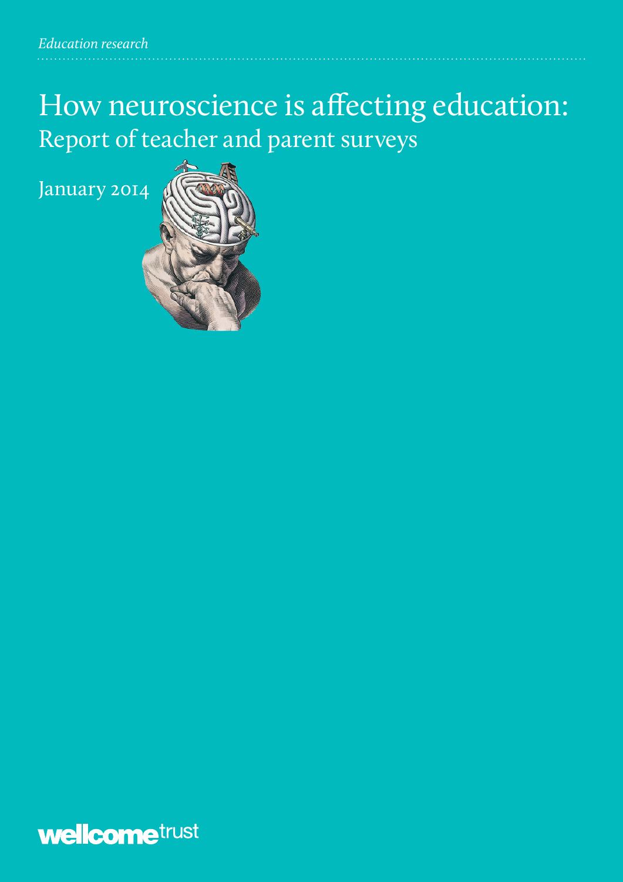*Education research*

# How neuroscience is affecting education:
## Report of teacher and parent surveys

January 2014

wellcome trust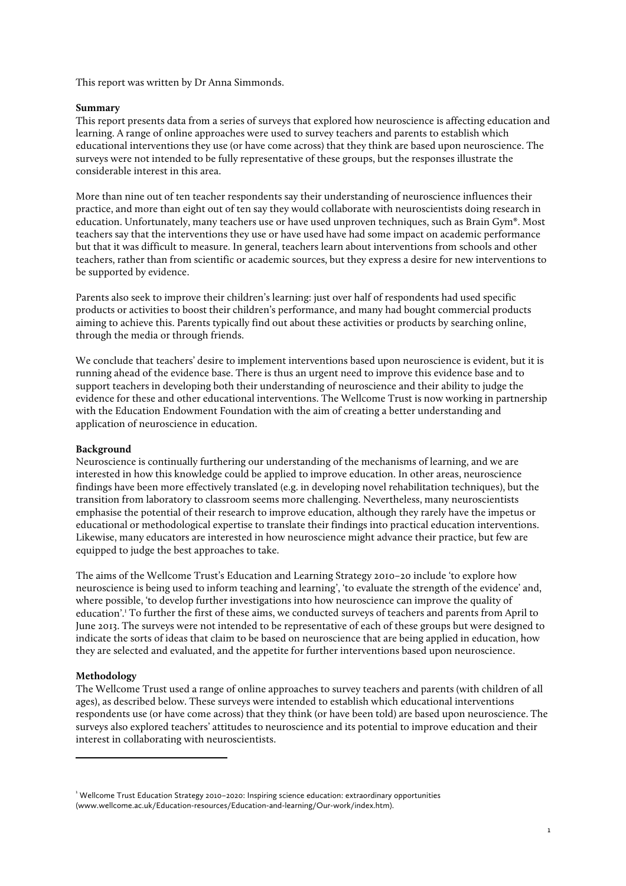This report was written by Dr Anna Simmonds.

**Summary**

This report presents data from a series of surveys that explored how neuroscience is affecting education and learning. A range of online approaches were used to survey teachers and parents to establish which educational interventions they use (or have come across) that they think are based upon neuroscience. The surveys were not intended to be fully representative of these groups, but the responses illustrate the considerable interest in this area.

More than nine out of ten teacher respondents say their understanding of neuroscience influences their practice, and more than eight out of ten say they would collaborate with neuroscientists doing research in education. Unfortunately, many teachers use or have used unproven techniques, such as Brain Gym®. Most teachers say that the interventions they use or have used have had some impact on academic performance but that it was difficult to measure. In general, teachers learn about interventions from schools and other teachers, rather than from scientific or academic sources, but they express a desire for new interventions to be supported by evidence.

Parents also seek to improve their children's learning: just over half of respondents had used specific products or activities to boost their children's performance, and many had bought commercial products aiming to achieve this. Parents typically find out about these activities or products by searching online, through the media or through friends.

We conclude that teachers' desire to implement interventions based upon neuroscience is evident, but it is running ahead of the evidence base. There is thus an urgent need to improve this evidence base and to support teachers in developing both their understanding of neuroscience and their ability to judge the evidence for these and other educational interventions. The Wellcome Trust is now working in partnership with the Education Endowment Foundation with the aim of creating a better understanding and application of neuroscience in education.

**Background**

Neuroscience is continually furthering our understanding of the mechanisms of learning, and we are interested in how this knowledge could be applied to improve education. In other areas, neuroscience findings have been more effectively translated (e.g. in developing novel rehabilitation techniques), but the transition from laboratory to classroom seems more challenging. Nevertheless, many neuroscientists emphasise the potential of their research to improve education, although they rarely have the impetus or educational or methodological expertise to translate their findings into practical education interventions. Likewise, many educators are interested in how neuroscience might advance their practice, but few are equipped to judge the best approaches to take.

The aims of the Wellcome Trust's Education and Learning Strategy 2010–20 include 'to explore how neuroscience is being used to inform teaching and learning', 'to evaluate the strength of the evidence' and, where possible, 'to develop further investigations into how neuroscience can improve the quality of education'.[1] To further the first of these aims, we conducted surveys of teachers and parents from April to June 2013. The surveys were not intended to be representative of each of these groups but were designed to indicate the sorts of ideas that claim to be based on neuroscience that are being applied in education, how they are selected and evaluated, and the appetite for further interventions based upon neuroscience.

**Methodology**

The Wellcome Trust used a range of online approaches to survey teachers and parents (with children of all ages), as described below. These surveys were intended to establish which educational interventions respondents use (or have come across) that they think (or have been told) are based upon neuroscience. The surveys also explored teachers' attitudes to neuroscience and its potential to improve education and their interest in collaborating with neuroscientists.

---

[1] Wellcome Trust Education Strategy 2010–2020: Inspiring science education: extraordinary opportunities (www.wellcome.ac.uk/Education-resources/Education-and-learning/Our-work/index.htm).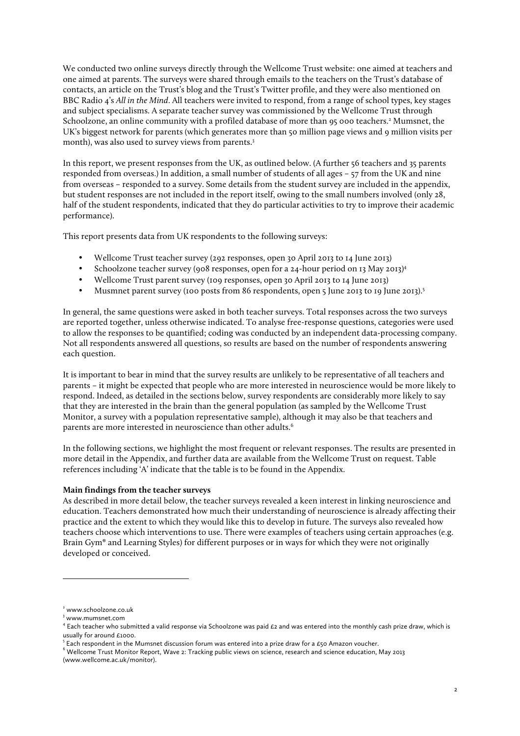We conducted two online surveys directly through the Wellcome Trust website: one aimed at teachers and one aimed at parents. The surveys were shared through emails to the teachers on the Trust's database of contacts, an article on the Trust's blog and the Trust's Twitter profile, and they were also mentioned on BBC Radio 4's *All in the Mind*. All teachers were invited to respond, from a range of school types, key stages and subject specialisms. A separate teacher survey was commissioned by the Wellcome Trust through Schoolzone, an online community with a profiled database of more than 95 000 teachers.[2] Mumsnet, the UK's biggest network for parents (which generates more than 50 million page views and 9 million visits per month), was also used to survey views from parents.[3]

In this report, we present responses from the UK, as outlined below. (A further 56 teachers and 35 parents responded from overseas.) In addition, a small number of students of all ages – 57 from the UK and nine from overseas – responded to a survey. Some details from the student survey are included in the appendix, but student responses are not included in the report itself, owing to the small numbers involved (only 28, half of the student respondents, indicated that they do particular activities to try to improve their academic performance).

This report presents data from UK respondents to the following surveys:

- Wellcome Trust teacher survey (292 responses, open 30 April 2013 to 14 June 2013)
- Schoolzone teacher survey (908 responses, open for a 24-hour period on 13 May 2013)[4]
- Wellcome Trust parent survey (109 responses, open 30 April 2013 to 14 June 2013)
- Musmnet parent survey (100 posts from 86 respondents, open 5 June 2013 to 19 June 2013).[5]

In general, the same questions were asked in both teacher surveys. Total responses across the two surveys are reported together, unless otherwise indicated. To analyse free-response questions, categories were used to allow the responses to be quantified; coding was conducted by an independent data-processing company. Not all respondents answered all questions, so results are based on the number of respondents answering each question.

It is important to bear in mind that the survey results are unlikely to be representative of all teachers and parents – it might be expected that people who are more interested in neuroscience would be more likely to respond. Indeed, as detailed in the sections below, survey respondents are considerably more likely to say that they are interested in the brain than the general population (as sampled by the Wellcome Trust Monitor, a survey with a population representative sample), although it may also be that teachers and parents are more interested in neuroscience than other adults.[6]

In the following sections, we highlight the most frequent or relevant responses. The results are presented in more detail in the Appendix, and further data are available from the Wellcome Trust on request. Table references including 'A' indicate that the table is to be found in the Appendix.

**Main findings from the teacher surveys**

As described in more detail below, the teacher surveys revealed a keen interest in linking neuroscience and education. Teachers demonstrated how much their understanding of neuroscience is already affecting their practice and the extent to which they would like this to develop in future. The surveys also revealed how teachers choose which interventions to use. There were examples of teachers using certain approaches (e.g. Brain Gym® and Learning Styles) for different purposes or in ways for which they were not originally developed or conceived.

---

[2] www.schoolzone.co.uk

[3] www.mumsnet.com

[4] Each teacher who submitted a valid response via Schoolzone was paid £2 and was entered into the monthly cash prize draw, which is usually for around £1000.

[5] Each respondent in the Mumsnet discussion forum was entered into a prize draw for a £50 Amazon voucher.

[6] Wellcome Trust Monitor Report, Wave 2: Tracking public views on science, research and science education, May 2013 (www.wellcome.ac.uk/monitor).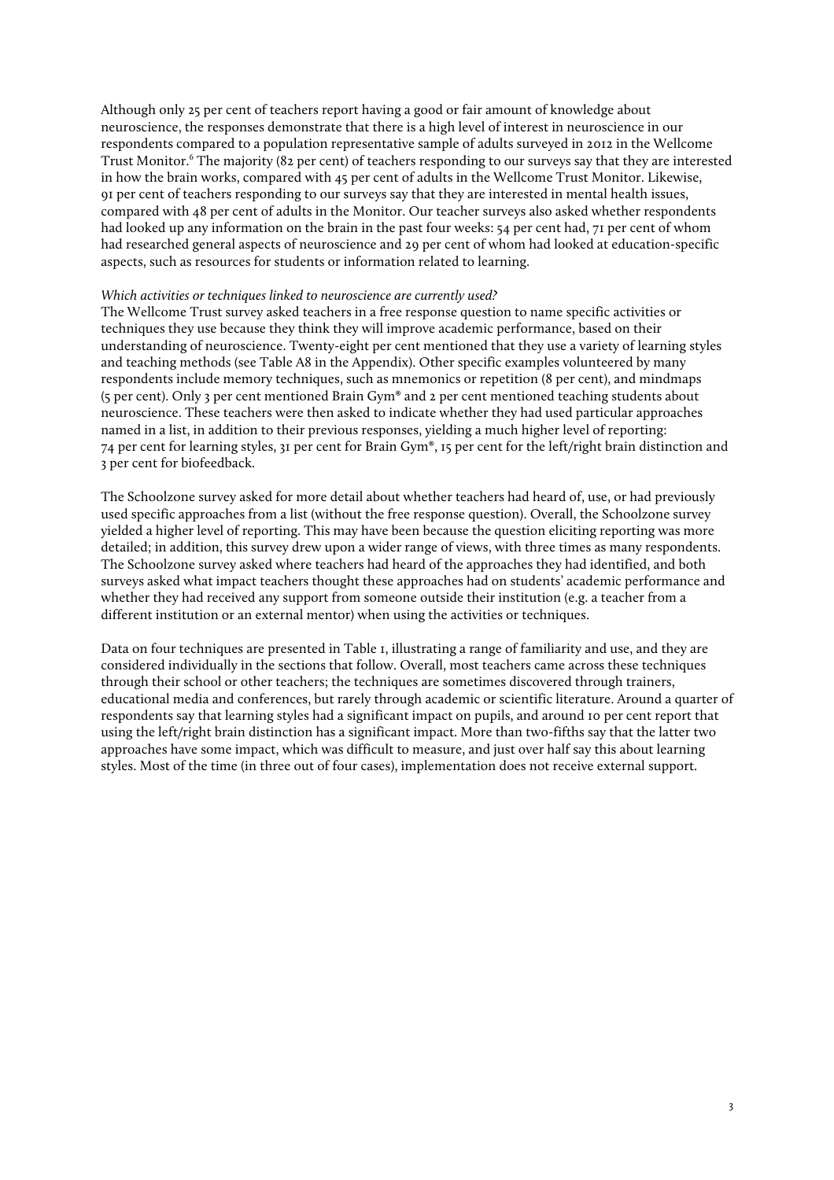Although only 25 per cent of teachers report having a good or fair amount of knowledge about neuroscience, the responses demonstrate that there is a high level of interest in neuroscience in our respondents compared to a population representative sample of adults surveyed in 2012 in the Wellcome Trust Monitor.[6] The majority (82 per cent) of teachers responding to our surveys say that they are interested in how the brain works, compared with 45 per cent of adults in the Wellcome Trust Monitor. Likewise, 91 per cent of teachers responding to our surveys say that they are interested in mental health issues, compared with 48 per cent of adults in the Monitor. Our teacher surveys also asked whether respondents had looked up any information on the brain in the past four weeks: 54 per cent had, 71 per cent of whom had researched general aspects of neuroscience and 29 per cent of whom had looked at education-specific aspects, such as resources for students or information related to learning.

*Which activities or techniques linked to neuroscience are currently used?*

The Wellcome Trust survey asked teachers in a free response question to name specific activities or techniques they use because they think they will improve academic performance, based on their understanding of neuroscience. Twenty-eight per cent mentioned that they use a variety of learning styles and teaching methods (see Table A8 in the Appendix). Other specific examples volunteered by many respondents include memory techniques, such as mnemonics or repetition (8 per cent), and mindmaps (5 per cent). Only 3 per cent mentioned Brain Gym® and 2 per cent mentioned teaching students about neuroscience. These teachers were then asked to indicate whether they had used particular approaches named in a list, in addition to their previous responses, yielding a much higher level of reporting: 74 per cent for learning styles, 31 per cent for Brain Gym®, 15 per cent for the left/right brain distinction and 3 per cent for biofeedback.

The Schoolzone survey asked for more detail about whether teachers had heard of, use, or had previously used specific approaches from a list (without the free response question). Overall, the Schoolzone survey yielded a higher level of reporting. This may have been because the question eliciting reporting was more detailed; in addition, this survey drew upon a wider range of views, with three times as many respondents. The Schoolzone survey asked where teachers had heard of the approaches they had identified, and both surveys asked what impact teachers thought these approaches had on students' academic performance and whether they had received any support from someone outside their institution (e.g. a teacher from a different institution or an external mentor) when using the activities or techniques.

Data on four techniques are presented in Table 1, illustrating a range of familiarity and use, and they are considered individually in the sections that follow. Overall, most teachers came across these techniques through their school or other teachers; the techniques are sometimes discovered through trainers, educational media and conferences, but rarely through academic or scientific literature. Around a quarter of respondents say that learning styles had a significant impact on pupils, and around 10 per cent report that using the left/right brain distinction has a significant impact. More than two-fifths say that the latter two approaches have some impact, which was difficult to measure, and just over half say this about learning styles. Most of the time (in three out of four cases), implementation does not receive external support.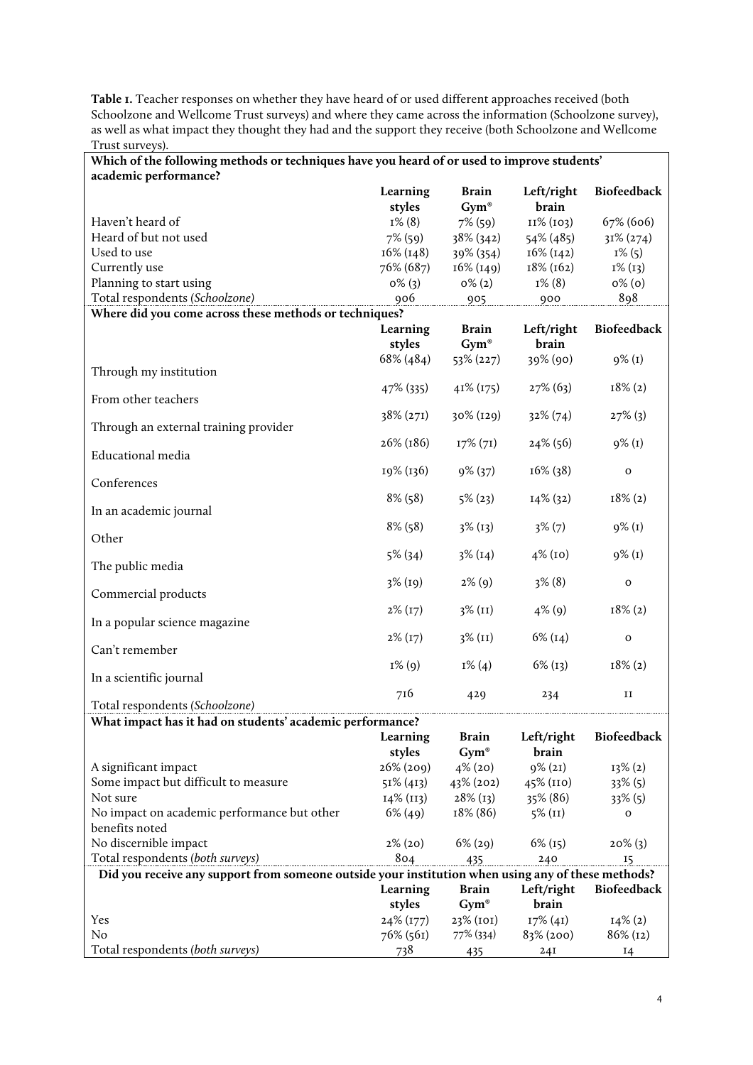**Table 1.** Teacher responses on whether they have heard of or used different approaches received (both Schoolzone and Wellcome Trust surveys) and where they came across the information (Schoolzone survey), as well as what impact they thought they had and the support they receive (both Schoolzone and Wellcome Trust surveys).

| **Which of the following methods or techniques have you heard of or used to improve students' academic performance?** | | | | |
|---|---|---|---|---|
| | **Learning styles** | **Brain Gym®** | **Left/right brain** | **Biofeedback** |
| Haven't heard of | 1% (8) | 7% (59) | 11% (103) | 67% (606) |
| Heard of but not used | 7% (59) | 38% (342) | 54% (485) | 31% (274) |
| Used to use | 16% (148) | 39% (354) | 16% (142) | 1% (5) |
| Currently use | 76% (687) | 16% (149) | 18% (162) | 1% (13) |
| Planning to start using | 0% (3) | 0% (2) | 1% (8) | 0% (0) |
| Total respondents *(Schoolzone)* | 906 | 905 | 900 | 898 |
| **Where did you come across these methods or techniques?** | | | | |
| | **Learning styles** | **Brain Gym®** | **Left/right brain** | **Biofeedback** |
| Through my institution | 68% (484) | 53% (227) | 39% (90) | 9% (1) |
| From other teachers | 47% (335) | 41% (175) | 27% (63) | 18% (2) |
| Through an external training provider | 38% (271) | 30% (129) | 32% (74) | 27% (3) |
| Educational media | 26% (186) | 17% (71) | 24% (56) | 9% (1) |
| Conferences | 19% (136) | 9% (37) | 16% (38) | 0 |
| In an academic journal | 8% (58) | 5% (23) | 14% (32) | 18% (2) |
| Other | 8% (58) | 3% (13) | 3% (7) | 9% (1) |
| The public media | 5% (34) | 3% (14) | 4% (10) | 9% (1) |
| Commercial products | 3% (19) | 2% (9) | 3% (8) | 0 |
| In a popular science magazine | 2% (17) | 3% (11) | 4% (9) | 18% (2) |
| Can't remember | 2% (17) | 3% (11) | 6% (14) | 0 |
| In a scientific journal | 1% (9) | 1% (4) | 6% (13) | 18% (2) |
| Total respondents *(Schoolzone)* | 716 | 429 | 234 | 11 |
| **What impact has it had on students' academic performance?** | | | | |
| | **Learning styles** | **Brain Gym®** | **Left/right brain** | **Biofeedback** |
| A significant impact | 26% (209) | 4% (20) | 9% (21) | 13% (2) |
| Some impact but difficult to measure | 51% (413) | 43% (202) | 45% (110) | 33% (5) |
| Not sure | 14% (113) | 28% (13) | 35% (86) | 33% (5) |
| No impact on academic performance but other benefits noted | 6% (49) | 18% (86) | 5% (11) | 0 |
| No discernible impact | 2% (20) | 6% (29) | 6% (15) | 20% (3) |
| Total respondents *(both surveys)* | 804 | 435 | 240 | 15 |
| **Did you receive any support from someone outside your institution when using any of these methods?** | | | | |
| | **Learning styles** | **Brain Gym®** | **Left/right brain** | **Biofeedback** |
| Yes | 24% (177) | 23% (101) | 17% (41) | 14% (2) |
| No | 76% (561) | 77% (334) | 83% (200) | 86% (12) |
| Total respondents *(both surveys)* | 738 | 435 | 241 | 14 |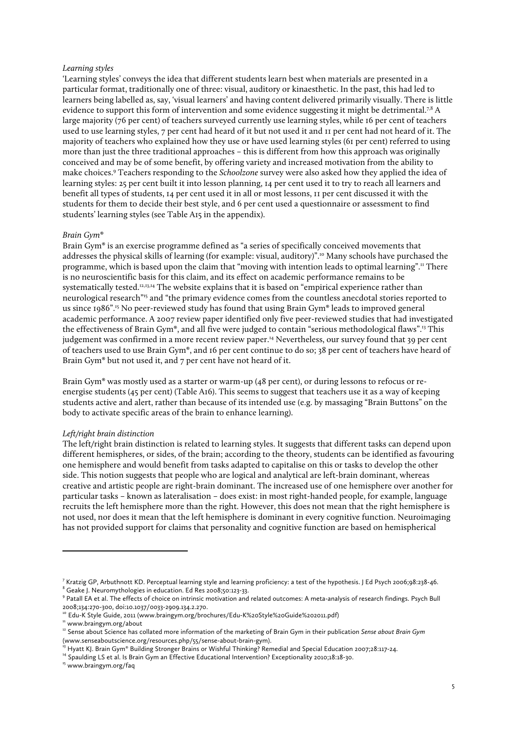*Learning styles*

'Learning styles' conveys the idea that different students learn best when materials are presented in a particular format, traditionally one of three: visual, auditory or kinaesthetic. In the past, this had led to learners being labelled as, say, 'visual learners' and having content delivered primarily visually. There is little evidence to support this form of intervention and some evidence suggesting it might be detrimental.[7,8] A large majority (76 per cent) of teachers surveyed currently use learning styles, while 16 per cent of teachers used to use learning styles, 7 per cent had heard of it but not used it and 11 per cent had not heard of it. The majority of teachers who explained how they use or have used learning styles (61 per cent) referred to using more than just the three traditional approaches – this is different from how this approach was originally conceived and may be of some benefit, by offering variety and increased motivation from the ability to make choices.[9] Teachers responding to the *Schoolzone* survey were also asked how they applied the idea of learning styles: 25 per cent built it into lesson planning, 14 per cent used it to try to reach all learners and benefit all types of students, 14 per cent used it in all or most lessons, 11 per cent discussed it with the students for them to decide their best style, and 6 per cent used a questionnaire or assessment to find students' learning styles (see Table A15 in the appendix).

*Brain Gym®*

Brain Gym® is an exercise programme defined as "a series of specifically conceived movements that addresses the physical skills of learning (for example: visual, auditory)".[10] Many schools have purchased the programme, which is based upon the claim that "moving with intention leads to optimal learning".[11] There is no neuroscientific basis for this claim, and its effect on academic performance remains to be systematically tested.[12,13,14] The website explains that it is based on "empirical experience rather than neurological research"[15] and "the primary evidence comes from the countless anecdotal stories reported to us since 1986".[15] No peer-reviewed study has found that using Brain Gym® leads to improved general academic performance. A 2007 review paper identified only five peer-reviewed studies that had investigated the effectiveness of Brain Gym®, and all five were judged to contain "serious methodological flaws".[13] This judgement was confirmed in a more recent review paper.[14] Nevertheless, our survey found that 39 per cent of teachers used to use Brain Gym®, and 16 per cent continue to do so; 38 per cent of teachers have heard of Brain Gym® but not used it, and 7 per cent have not heard of it.

Brain Gym® was mostly used as a starter or warm-up (48 per cent), or during lessons to refocus or re-energise students (45 per cent) (Table A16). This seems to suggest that teachers use it as a way of keeping students active and alert, rather than because of its intended use (e.g. by massaging "Brain Buttons" on the body to activate specific areas of the brain to enhance learning).

*Left/right brain distinction*

The left/right brain distinction is related to learning styles. It suggests that different tasks can depend upon different hemispheres, or sides, of the brain; according to the theory, students can be identified as favouring one hemisphere and would benefit from tasks adapted to capitalise on this or tasks to develop the other side. This notion suggests that people who are logical and analytical are left-brain dominant, whereas creative and artistic people are right-brain dominant. The increased use of one hemisphere over another for particular tasks – known as lateralisation – does exist: in most right-handed people, for example, language recruits the left hemisphere more than the right. However, this does not mean that the right hemisphere is not used, nor does it mean that the left hemisphere is dominant in every cognitive function. Neuroimaging has not provided support for claims that personality and cognitive function are based on hemispherical

---

[7] Kratzig GP, Arbuthnott KD. Perceptual learning style and learning proficiency: a test of the hypothesis. J Ed Psych 2006;98:238-46.

[8] Geake J. Neuromythologies in education. Ed Res 2008;50:123-33.

[9] Patall EA et al. The effects of choice on intrinsic motivation and related outcomes: A meta-analysis of research findings. Psych Bull 2008;134:270-300, doi:10.1037/0033-2909.134.2.270.

[10] Edu-K Style Guide, 2011 (www.braingym.org/brochures/Edu-K%20Style%20Guide%202011.pdf)

[11] www.braingym.org/about

[12] Sense about Science has collated more information of the marketing of Brain Gym in their publication *Sense about Brain Gym* (www.senseaboutscience.org/resources.php/55/sense-about-brain-gym).

[13] Hyatt KJ. Brain Gym® Building Stronger Brains or Wishful Thinking? Remedial and Special Education 2007;28:117-24.

[14] Spaulding LS et al. Is Brain Gym an Effective Educational Intervention? Exceptionality 2010;18:18-30.

[15] www.braingym.org/faq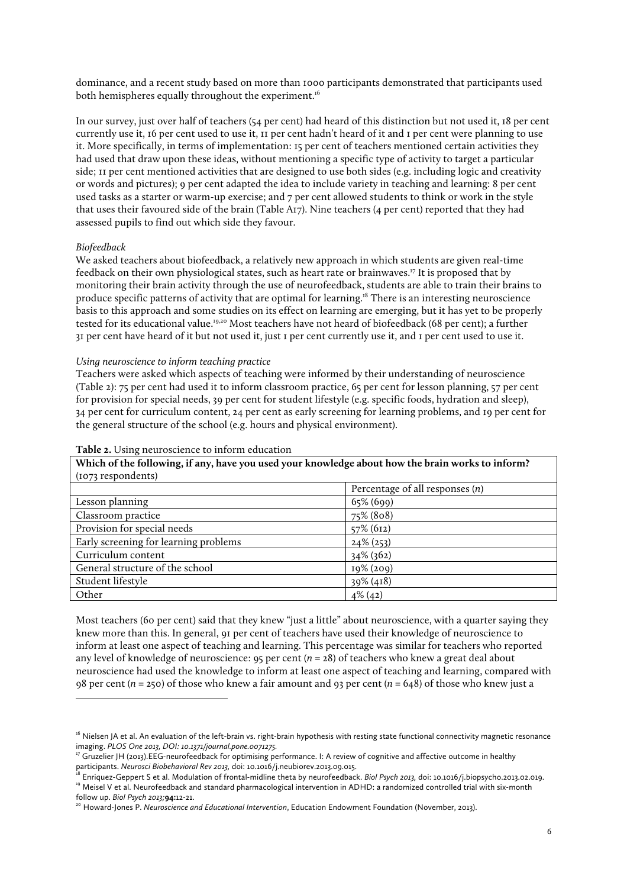dominance, and a recent study based on more than 1000 participants demonstrated that participants used both hemispheres equally throughout the experiment.[16]

In our survey, just over half of teachers (54 per cent) had heard of this distinction but not used it, 18 per cent currently use it, 16 per cent used to use it, 11 per cent hadn't heard of it and 1 per cent were planning to use it. More specifically, in terms of implementation: 15 per cent of teachers mentioned certain activities they had used that draw upon these ideas, without mentioning a specific type of activity to target a particular side; 11 per cent mentioned activities that are designed to use both sides (e.g. including logic and creativity or words and pictures); 9 per cent adapted the idea to include variety in teaching and learning: 8 per cent used tasks as a starter or warm-up exercise; and 7 per cent allowed students to think or work in the style that uses their favoured side of the brain (Table A17). Nine teachers (4 per cent) reported that they had assessed pupils to find out which side they favour.

*Biofeedback*

We asked teachers about biofeedback, a relatively new approach in which students are given real-time feedback on their own physiological states, such as heart rate or brainwaves.[17] It is proposed that by monitoring their brain activity through the use of neurofeedback, students are able to train their brains to produce specific patterns of activity that are optimal for learning.[18] There is an interesting neuroscience basis to this approach and some studies on its effect on learning are emerging, but it has yet to be properly tested for its educational value.[19,20] Most teachers have not heard of biofeedback (68 per cent); a further 31 per cent have heard of it but not used it, just 1 per cent currently use it, and 1 per cent used to use it.

*Using neuroscience to inform teaching practice*

Teachers were asked which aspects of teaching were informed by their understanding of neuroscience (Table 2): 75 per cent had used it to inform classroom practice, 65 per cent for lesson planning, 57 per cent for provision for special needs, 39 per cent for student lifestyle (e.g. specific foods, hydration and sleep), 34 per cent for curriculum content, 24 per cent as early screening for learning problems, and 19 per cent for the general structure of the school (e.g. hours and physical environment).

**Table 2.** Using neuroscience to inform education

| **Which of the following, if any, have you used your knowledge about how the brain works to inform?** (1073 respondents) | |
|---|---|
| | Percentage of all responses (*n*) |
| Lesson planning | 65% (699) |
| Classroom practice | 75% (808) |
| Provision for special needs | 57% (612) |
| Early screening for learning problems | 24% (253) |
| Curriculum content | 34% (362) |
| General structure of the school | 19% (209) |
| Student lifestyle | 39% (418) |
| Other | 4% (42) |

Most teachers (60 per cent) said that they knew "just a little" about neuroscience, with a quarter saying they knew more than this. In general, 91 per cent of teachers have used their knowledge of neuroscience to inform at least one aspect of teaching and learning. This percentage was similar for teachers who reported any level of knowledge of neuroscience: 95 per cent ($n$ = 28) of teachers who knew a great deal about neuroscience had used the knowledge to inform at least one aspect of teaching and learning, compared with 98 per cent ($n$ = 250) of those who knew a fair amount and 93 per cent ($n$ = 648) of those who knew just a

[16] Nielsen JA et al. An evaluation of the left-brain vs. right-brain hypothesis with resting state functional connectivity magnetic resonance imaging. *PLOS One 2013, DOI: 10.1371/journal.pone.0071275.*

[17] Gruzelier JH (2013).EEG-neurofeedback for optimising performance. I: A review of cognitive and affective outcome in healthy participants. *Neurosci Biobehavioral Rev 2013,* doi: 10.1016/j.neubiorev.2013.09.015.

[18] Enriquez-Geppert S et al. Modulation of frontal-midline theta by neurofeedback. *Biol Psych 2013,* doi: 10.1016/j.biopsycho.2013.02.019.

[19] Meisel V et al. Neurofeedback and standard pharmacological intervention in ADHD: a randomized controlled trial with six-month follow up. *Biol Psych 2013;***94:**12-21.

[20] Howard-Jones P. *Neuroscience and Educational Intervention*, Education Endowment Foundation (November, 2013).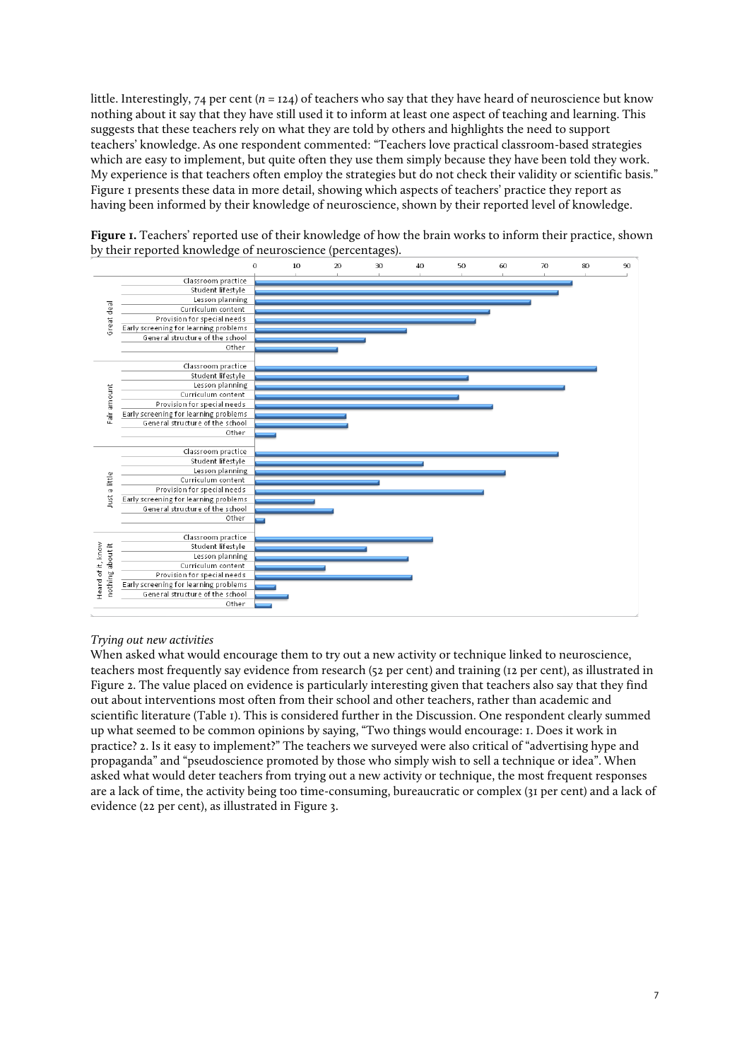little. Interestingly, 74 per cent ($n$ = 124) of teachers who say that they have heard of neuroscience but know nothing about it say that they have still used it to inform at least one aspect of teaching and learning. This suggests that these teachers rely on what they are told by others and highlights the need to support teachers' knowledge. As one respondent commented: "Teachers love practical classroom-based strategies which are easy to implement, but quite often they use them simply because they have been told they work. My experience is that teachers often employ the strategies but do not check their validity or scientific basis." Figure 1 presents these data in more detail, showing which aspects of teachers' practice they report as having been informed by their knowledge of neuroscience, shown by their reported level of knowledge.

**Figure 1.** Teachers' reported use of their knowledge of how the brain works to inform their practice, shown by their reported knowledge of neuroscience (percentages).

*Trying out new activities*

When asked what would encourage them to try out a new activity or technique linked to neuroscience, teachers most frequently say evidence from research (52 per cent) and training (12 per cent), as illustrated in Figure 2. The value placed on evidence is particularly interesting given that teachers also say that they find out about interventions most often from their school and other teachers, rather than academic and scientific literature (Table 1). This is considered further in the Discussion. One respondent clearly summed up what seemed to be common opinions by saying, "Two things would encourage: 1. Does it work in practice? 2. Is it easy to implement?" The teachers we surveyed were also critical of "advertising hype and propaganda" and "pseudoscience promoted by those who simply wish to sell a technique or idea". When asked what would deter teachers from trying out a new activity or technique, the most frequent responses are a lack of time, the activity being too time-consuming, bureaucratic or complex (31 per cent) and a lack of evidence (22 per cent), as illustrated in Figure 3.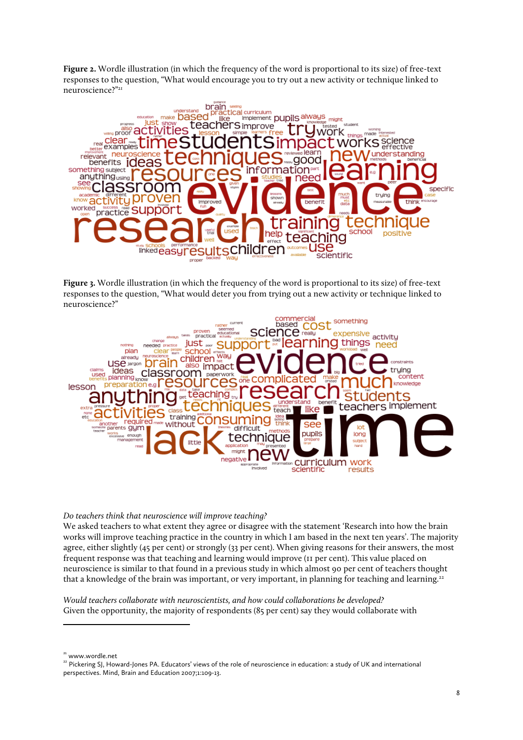**Figure 2.** Wordle illustration (in which the frequency of the word is proportional to its size) of free-text responses to the question, "What would encourage you to try out a new activity or technique linked to neuroscience?"[21]

**Figure 3.** Wordle illustration (in which the frequency of the word is proportional to its size) of free-text responses to the question, "What would deter you from trying out a new activity or technique linked to neuroscience?"

*Do teachers think that neuroscience will improve teaching?*

We asked teachers to what extent they agree or disagree with the statement 'Research into how the brain works will improve teaching practice in the country in which I am based in the next ten years'. The majority agree, either slightly (45 per cent) or strongly (33 per cent). When giving reasons for their answers, the most frequent response was that teaching and learning would improve (11 per cent). This value placed on neuroscience is similar to that found in a previous study in which almost 90 per cent of teachers thought that a knowledge of the brain was important, or very important, in planning for teaching and learning.[22]

*Would teachers collaborate with neuroscientists, and how could collaborations be developed?*

Given the opportunity, the majority of respondents (85 per cent) say they would collaborate with

[21] www.wordle.net

[22] Pickering SJ, Howard-Jones PA. Educators' views of the role of neuroscience in education: a study of UK and international perspectives. Mind, Brain and Education 2007;1:109-13.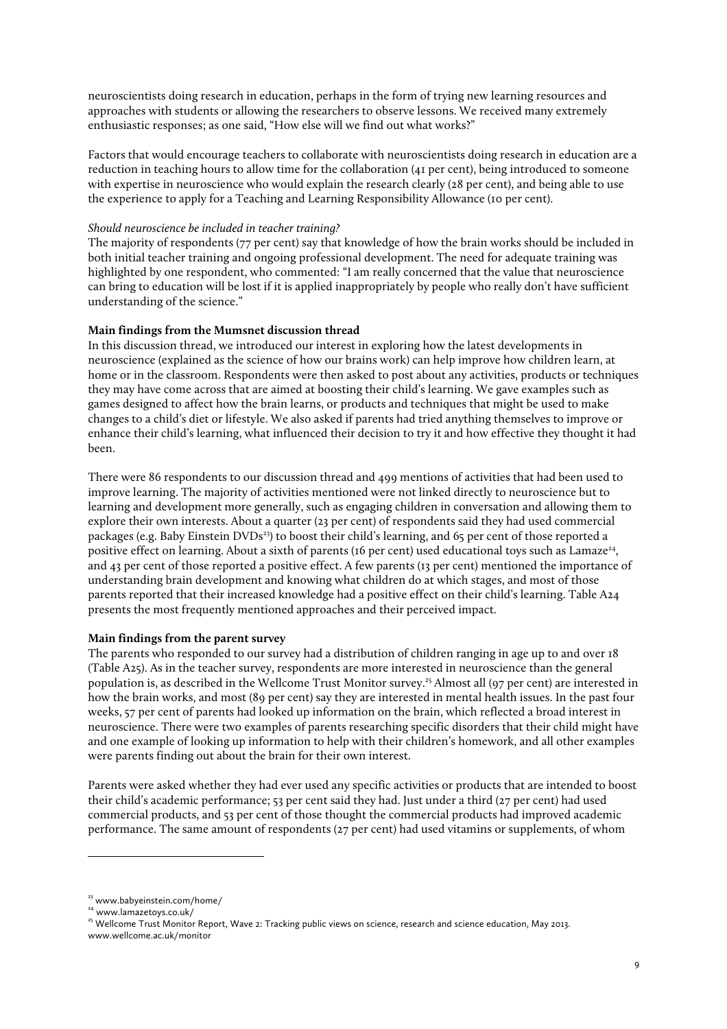neuroscientists doing research in education, perhaps in the form of trying new learning resources and approaches with students or allowing the researchers to observe lessons. We received many extremely enthusiastic responses; as one said, "How else will we find out what works?"

Factors that would encourage teachers to collaborate with neuroscientists doing research in education are a reduction in teaching hours to allow time for the collaboration (41 per cent), being introduced to someone with expertise in neuroscience who would explain the research clearly (28 per cent), and being able to use the experience to apply for a Teaching and Learning Responsibility Allowance (10 per cent).

*Should neuroscience be included in teacher training?*

The majority of respondents (77 per cent) say that knowledge of how the brain works should be included in both initial teacher training and ongoing professional development. The need for adequate training was highlighted by one respondent, who commented: "I am really concerned that the value that neuroscience can bring to education will be lost if it is applied inappropriately by people who really don't have sufficient understanding of the science."

**Main findings from the Mumsnet discussion thread**

In this discussion thread, we introduced our interest in exploring how the latest developments in neuroscience (explained as the science of how our brains work) can help improve how children learn, at home or in the classroom. Respondents were then asked to post about any activities, products or techniques they may have come across that are aimed at boosting their child's learning. We gave examples such as games designed to affect how the brain learns, or products and techniques that might be used to make changes to a child's diet or lifestyle. We also asked if parents had tried anything themselves to improve or enhance their child's learning, what influenced their decision to try it and how effective they thought it had been.

There were 86 respondents to our discussion thread and 499 mentions of activities that had been used to improve learning. The majority of activities mentioned were not linked directly to neuroscience but to learning and development more generally, such as engaging children in conversation and allowing them to explore their own interests. About a quarter (23 per cent) of respondents said they had used commercial packages (e.g. Baby Einstein DVDs[23]) to boost their child's learning, and 65 per cent of those reported a positive effect on learning. About a sixth of parents (16 per cent) used educational toys such as Lamaze[24], and 43 per cent of those reported a positive effect. A few parents (13 per cent) mentioned the importance of understanding brain development and knowing what children do at which stages, and most of those parents reported that their increased knowledge had a positive effect on their child's learning. Table A24 presents the most frequently mentioned approaches and their perceived impact.

**Main findings from the parent survey**

The parents who responded to our survey had a distribution of children ranging in age up to and over 18 (Table A25). As in the teacher survey, respondents are more interested in neuroscience than the general population is, as described in the Wellcome Trust Monitor survey.[25] Almost all (97 per cent) are interested in how the brain works, and most (89 per cent) say they are interested in mental health issues. In the past four weeks, 57 per cent of parents had looked up information on the brain, which reflected a broad interest in neuroscience. There were two examples of parents researching specific disorders that their child might have and one example of looking up information to help with their children's homework, and all other examples were parents finding out about the brain for their own interest.

Parents were asked whether they had ever used any specific activities or products that are intended to boost their child's academic performance; 53 per cent said they had. Just under a third (27 per cent) had used commercial products, and 53 per cent of those thought the commercial products had improved academic performance. The same amount of respondents (27 per cent) had used vitamins or supplements, of whom

[23] www.babyeinstein.com/home/

[24] www.lamazetoys.co.uk/

[25] Wellcome Trust Monitor Report, Wave 2: Tracking public views on science, research and science education, May 2013. www.wellcome.ac.uk/monitor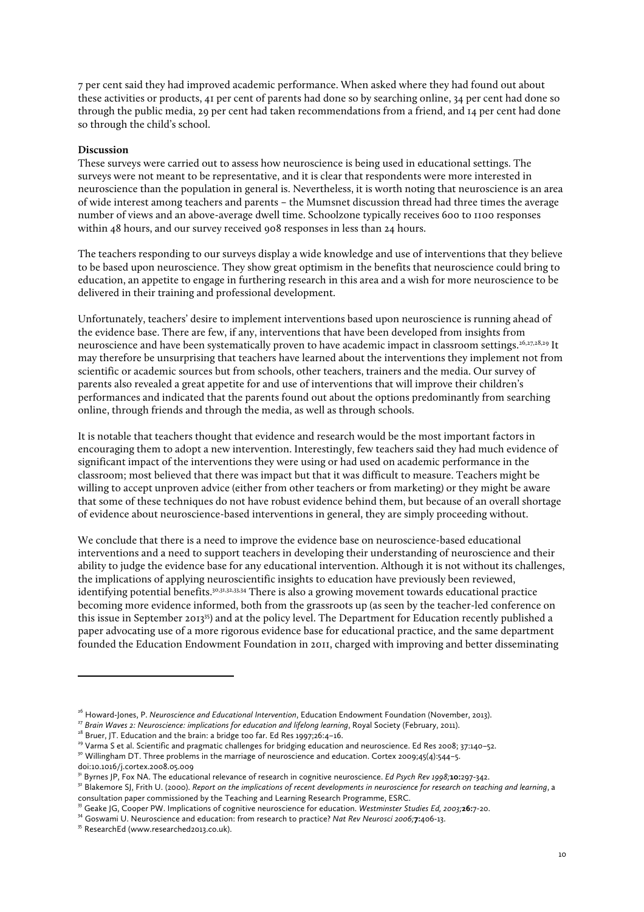7 per cent said they had improved academic performance. When asked where they had found out about these activities or products, 41 per cent of parents had done so by searching online, 34 per cent had done so through the public media, 29 per cent had taken recommendations from a friend, and 14 per cent had done so through the child's school.

**Discussion**

These surveys were carried out to assess how neuroscience is being used in educational settings. The surveys were not meant to be representative, and it is clear that respondents were more interested in neuroscience than the population in general is. Nevertheless, it is worth noting that neuroscience is an area of wide interest among teachers and parents – the Mumsnet discussion thread had three times the average number of views and an above-average dwell time. Schoolzone typically receives 600 to 1100 responses within 48 hours, and our survey received 908 responses in less than 24 hours.

The teachers responding to our surveys display a wide knowledge and use of interventions that they believe to be based upon neuroscience. They show great optimism in the benefits that neuroscience could bring to education, an appetite to engage in furthering research in this area and a wish for more neuroscience to be delivered in their training and professional development.

Unfortunately, teachers' desire to implement interventions based upon neuroscience is running ahead of the evidence base. There are few, if any, interventions that have been developed from insights from neuroscience and have been systematically proven to have academic impact in classroom settings.[26,27,28,29] It may therefore be unsurprising that teachers have learned about the interventions they implement not from scientific or academic sources but from schools, other teachers, trainers and the media. Our survey of parents also revealed a great appetite for and use of interventions that will improve their children's performances and indicated that the parents found out about the options predominantly from searching online, through friends and through the media, as well as through schools.

It is notable that teachers thought that evidence and research would be the most important factors in encouraging them to adopt a new intervention. Interestingly, few teachers said they had much evidence of significant impact of the interventions they were using or had used on academic performance in the classroom; most believed that there was impact but that it was difficult to measure. Teachers might be willing to accept unproven advice (either from other teachers or from marketing) or they might be aware that some of these techniques do not have robust evidence behind them, but because of an overall shortage of evidence about neuroscience-based interventions in general, they are simply proceeding without.

We conclude that there is a need to improve the evidence base on neuroscience-based educational interventions and a need to support teachers in developing their understanding of neuroscience and their ability to judge the evidence base for any educational intervention. Although it is not without its challenges, the implications of applying neuroscientific insights to education have previously been reviewed, identifying potential benefits.[30,31,32,33,34] There is also a growing movement towards educational practice becoming more evidence informed, both from the grassroots up (as seen by the teacher-led conference on this issue in September 2013[35]) and at the policy level. The Department for Education recently published a paper advocating use of a more rigorous evidence base for educational practice, and the same department founded the Education Endowment Foundation in 2011, charged with improving and better disseminating

---

[26] Howard-Jones, P. *Neuroscience and Educational Intervention*, Education Endowment Foundation (November, 2013).

[27] *Brain Waves 2: Neuroscience: implications for education and lifelong learning*, Royal Society (February, 2011).

[28] Bruer, JT. Education and the brain: a bridge too far. Ed Res 1997;26:4–16.

[29] Varma S et al. Scientific and pragmatic challenges for bridging education and neuroscience. Ed Res 2008; 37:140–52.

[30] Willingham DT. Three problems in the marriage of neuroscience and education. Cortex 2009;45(4):544–5. doi:10.1016/j.cortex.2008.05.009

[31] Byrnes JP, Fox NA. The educational relevance of research in cognitive neuroscience. *Ed Psych Rev 1998;* **10:**297-342.

[32] Blakemore SJ, Frith U. (2000). *Report on the implications of recent developments in neuroscience for research on teaching and learning*, a consultation paper commissioned by the Teaching and Learning Research Programme, ESRC.

[33] Geake JG, Cooper PW. Implications of cognitive neuroscience for education. *Westminster Studies Ed, 2003;***26:**7-20.

[34] Goswami U. Neuroscience and education: from research to practice? *Nat Rev Neurosci 2006;***7:**406-13.

[35] ResearchEd (www.researched2013.co.uk).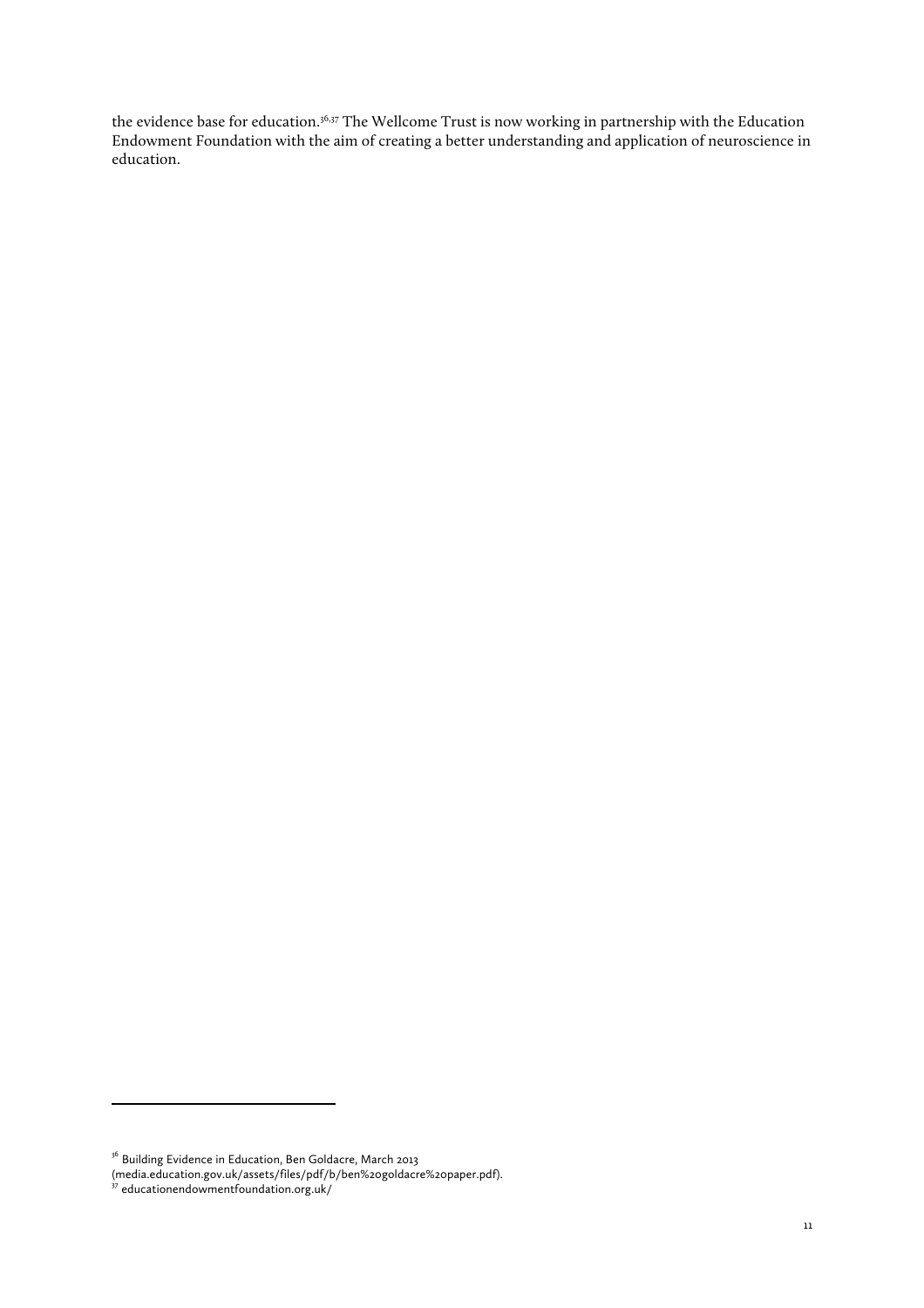the evidence base for education.[36,37] The Wellcome Trust is now working in partnership with the Education Endowment Foundation with the aim of creating a better understanding and application of neuroscience in education.

---

[36] Building Evidence in Education, Ben Goldacre, March 2013 (media.education.gov.uk/assets/files/pdf/b/ben%20goldacre%20paper.pdf).

[37] educationendowmentfoundation.org.uk/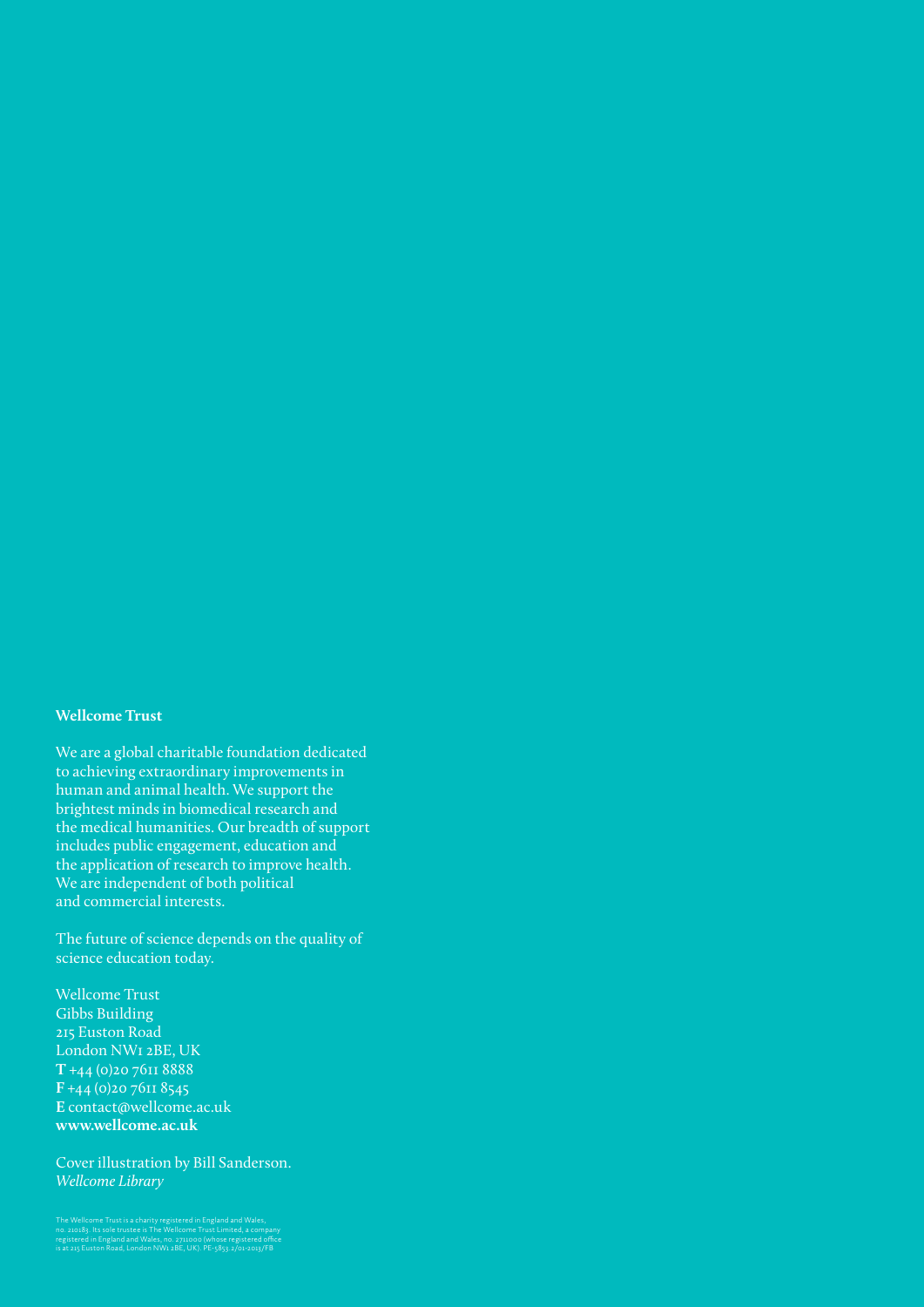**Wellcome Trust**

We are a global charitable foundation dedicated to achieving extraordinary improvements in human and animal health. We support the brightest minds in biomedical research and the medical humanities. Our breadth of support includes public engagement, education and the application of research to improve health. We are independent of both political and commercial interests.

The future of science depends on the quality of science education today.

Wellcome Trust
Gibbs Building
215 Euston Road
London NW1 2BE, UK
**T** +44 (0)20 7611 8888
**F** +44 (0)20 7611 8545
**E** contact@wellcome.ac.uk
**www.wellcome.ac.uk**

Cover illustration by Bill Sanderson.
*Wellcome Library*

The Wellcome Trust is a charity registered in England and Wales, no. 210183. Its sole trustee is The Wellcome Trust Limited, a company registered in England and Wales, no. 2711000 (whose registered office is at 215 Euston Road, London NW1 2BE, UK). PE-5853.2/01-2013/FB